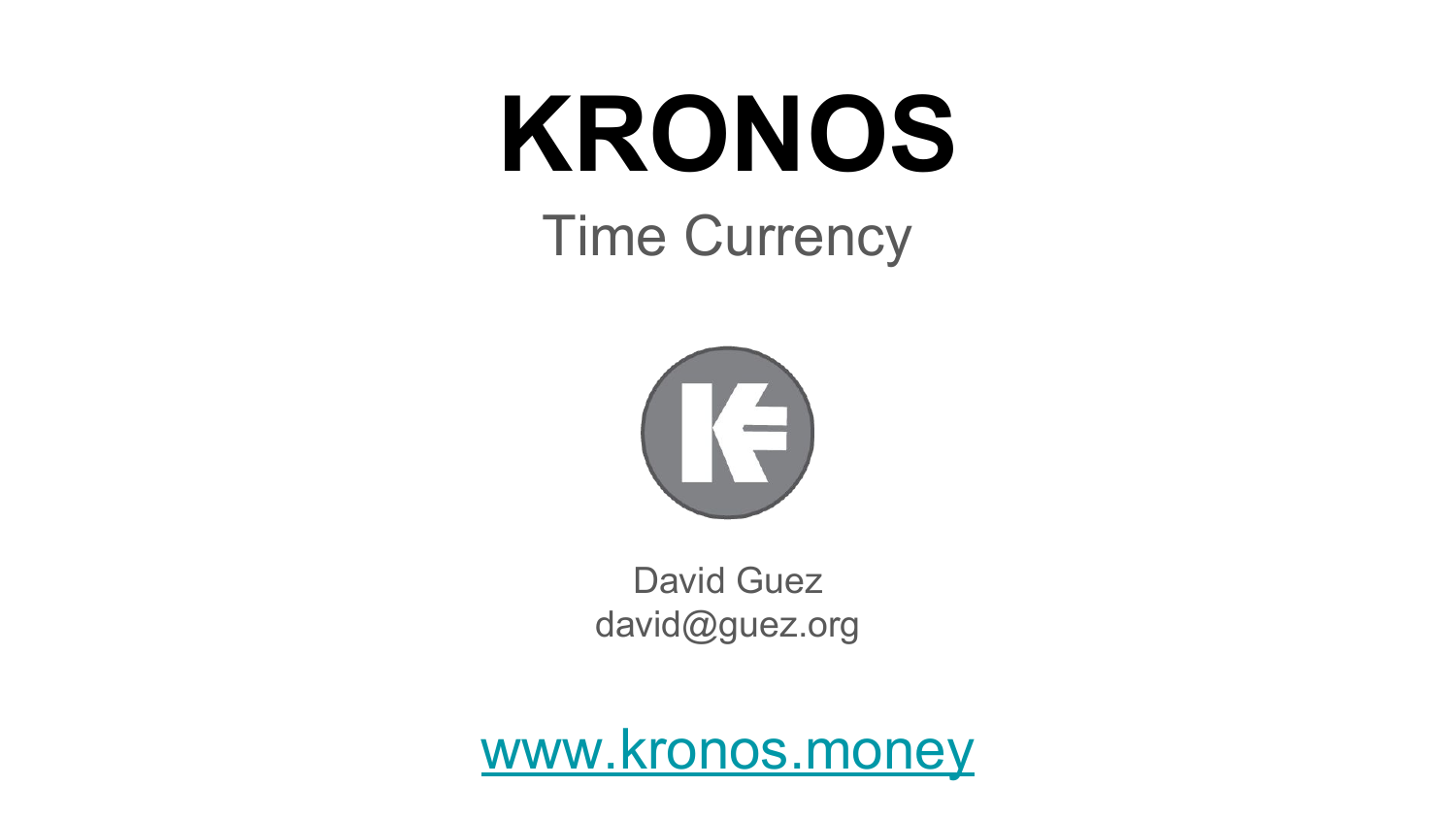# KRONOS

Time Currency

David Guez
david@guez.org

www.kronos.money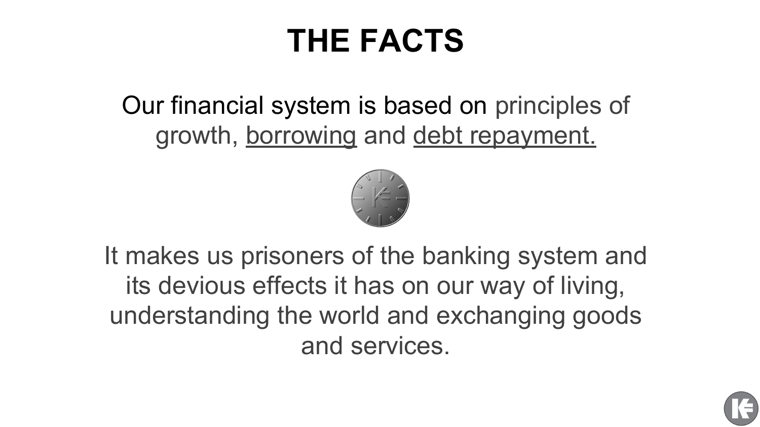# THE FACTS

Our financial system is based on principles of growth, borrowing and debt repayment.

It makes us prisoners of the banking system and its devious effects it has on our way of living, understanding the world and exchanging goods and services.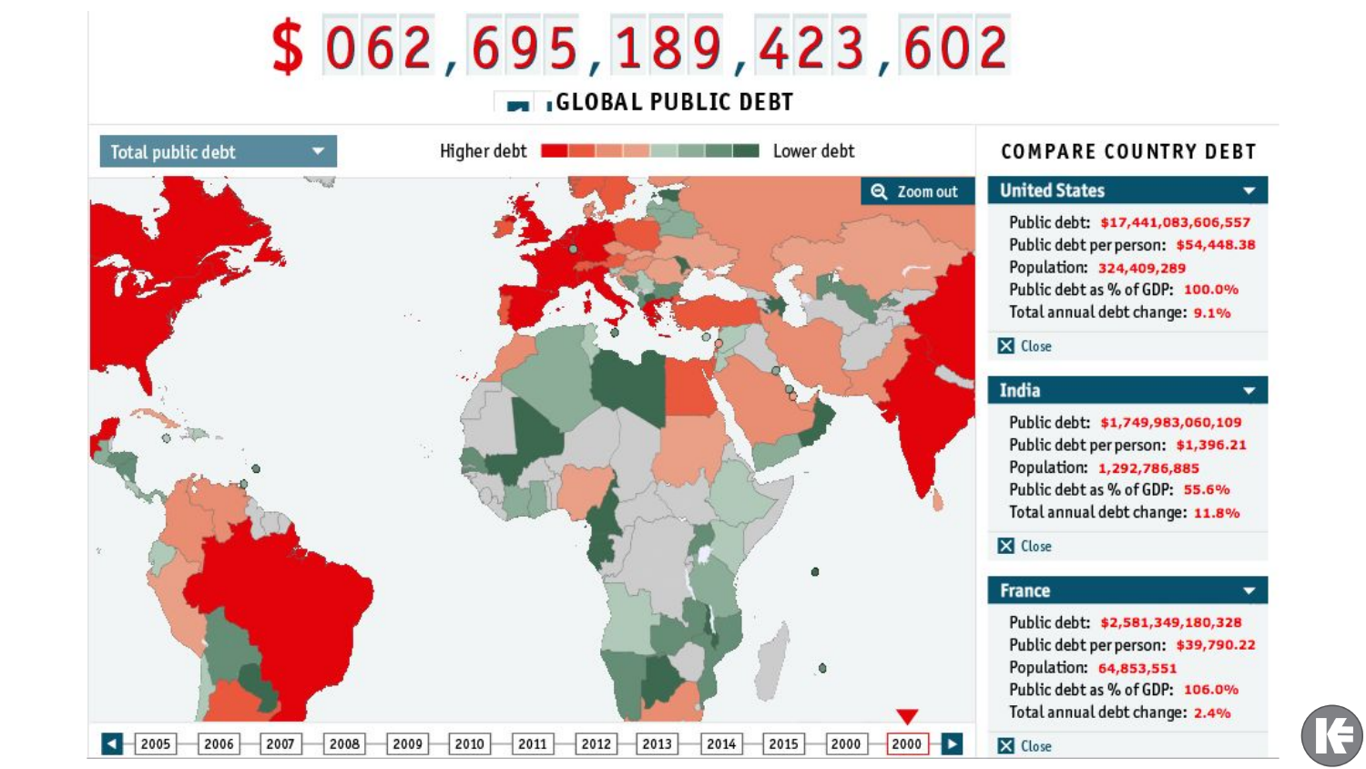$ 062,695,189,423,602

GLOBAL PUBLIC DEBT

Total public debt

Higher debt — Lower debt

Zoom out

2005 2006 2007 2008 2009 2010 2011 2012 2013 2014 2015 2000 2000

## COMPARE COUNTRY DEBT

### United States

Public debt: $17,441,083,606,557
Public debt per person: $54,448.38
Population: 324,409,289
Public debt as % of GDP: 100.0%
Total annual debt change: 9.1%

Close

### India

Public debt: $1,749,983,060,109
Public debt per person: $1,396.21
Population: 1,292,786,885
Public debt as % of GDP: 55.6%
Total annual debt change: 11.8%

Close

### France

Public debt: $2,581,349,180,328
Public debt per person: $39,790.22
Population: 64,853,551
Public debt as % of GDP: 106.0%
Total annual debt change: 2.4%

Close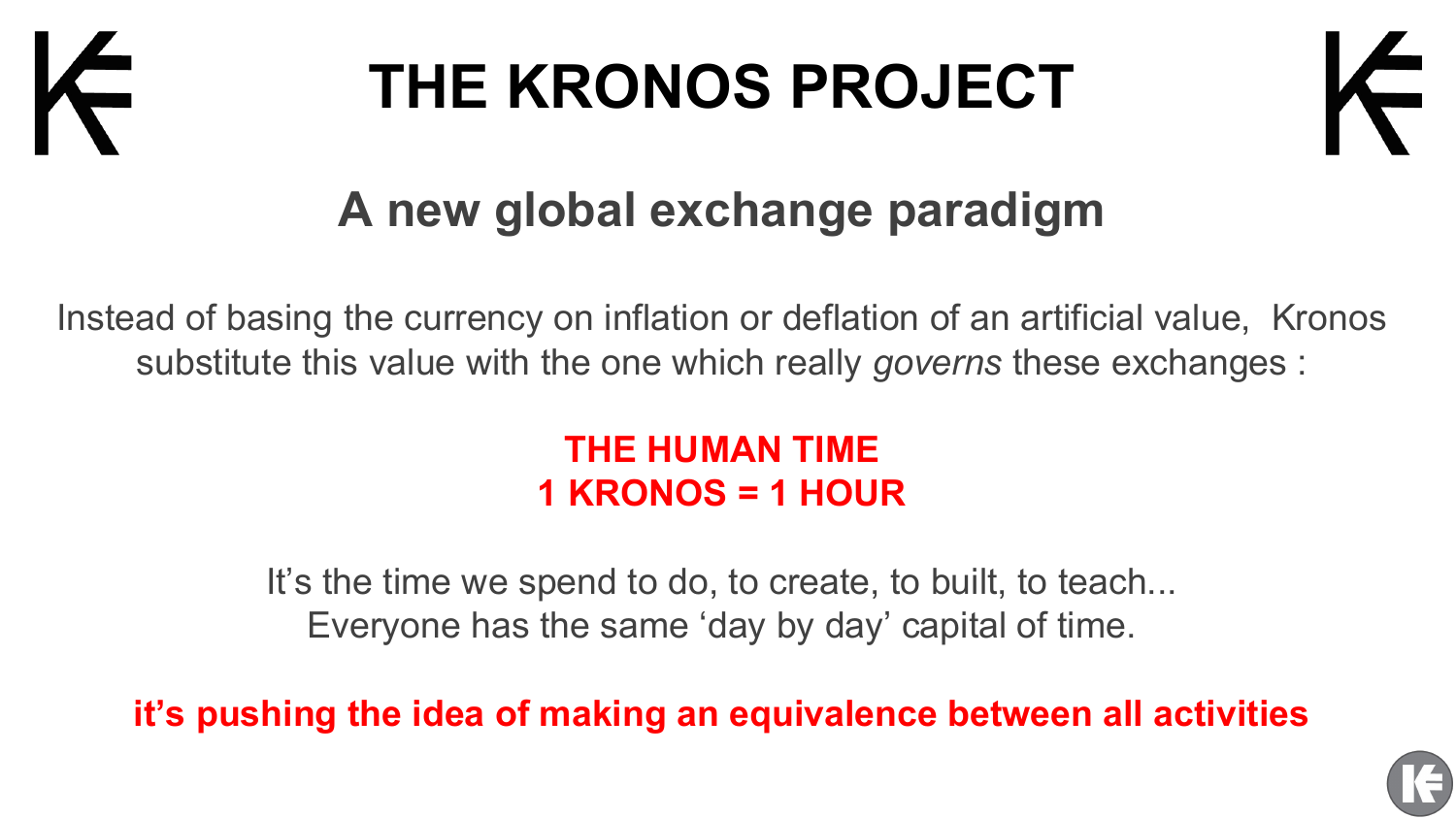# THE KRONOS PROJECT

## A new global exchange paradigm

Instead of basing the currency on inflation or deflation of an artificial value, Kronos substitute this value with the one which really *governs* these exchanges :

**THE HUMAN TIME**
**1 KRONOS = 1 HOUR**

It's the time we spend to do, to create, to built, to teach...
Everyone has the same 'day by day' capital of time.

**it's pushing the idea of making an equivalence between all activities**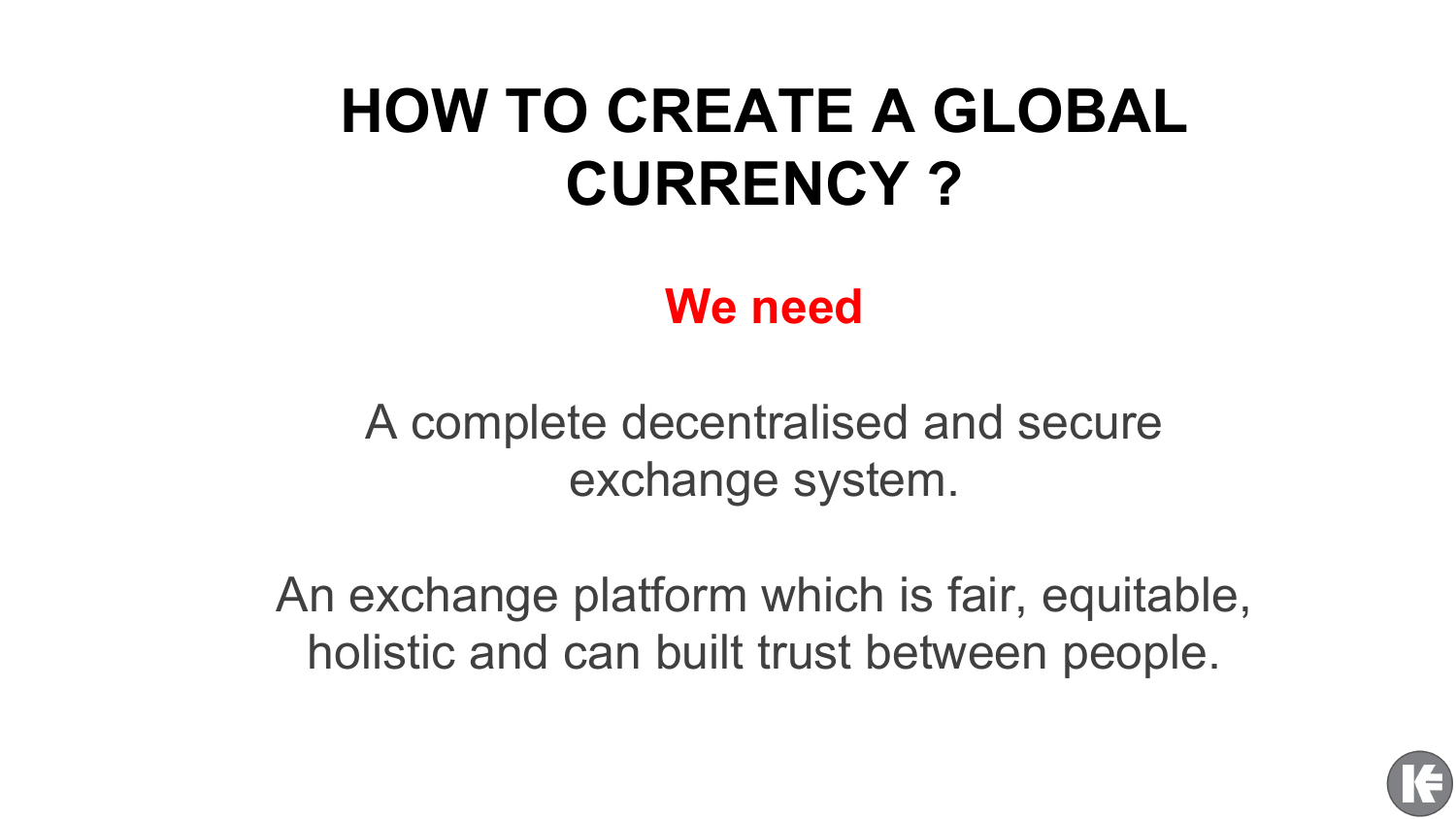# HOW TO CREATE A GLOBAL CURRENCY ?

**We need**

A complete decentralised and secure exchange system.

An exchange platform which is fair, equitable, holistic and can built trust between people.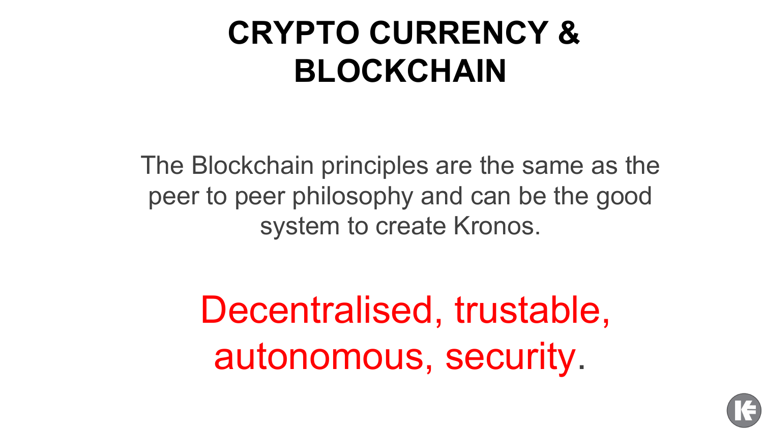# CRYPTO CURRENCY & BLOCKCHAIN

The Blockchain principles are the same as the peer to peer philosophy and can be the good system to create Kronos.

Decentralised, trustable, autonomous, security.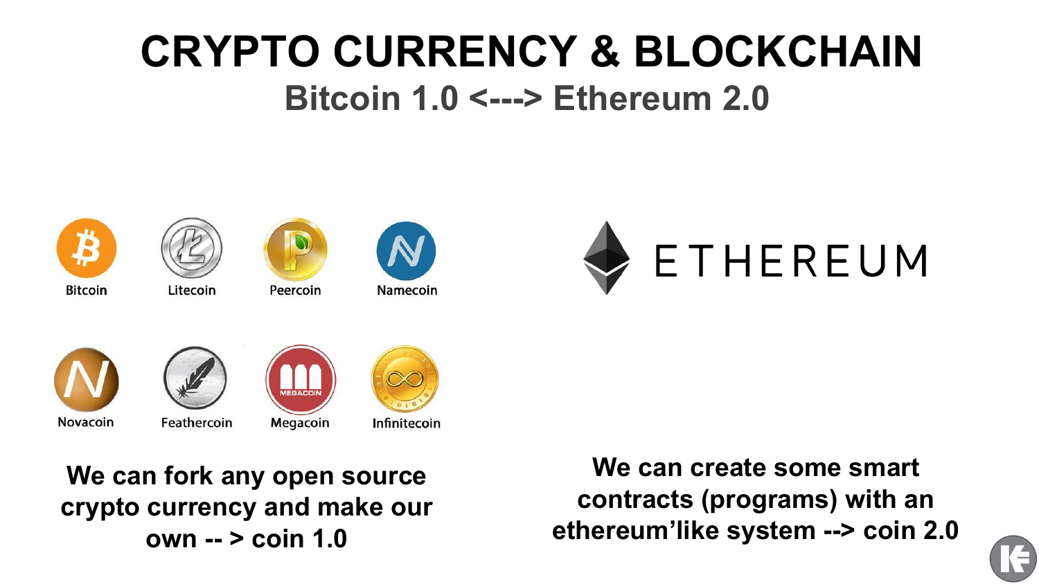# CRYPTO CURRENCY & BLOCKCHAIN

## Bitcoin 1.0 <---> Ethereum 2.0

Bitcoin

Litecoin

Peercoin

Namecoin

Novacoin

Feathercoin

Megacoin

Infinitecoin

ETHEREUM

**We can fork any open source crypto currency and make our own -- > coin 1.0**

**We can create some smart contracts (programs) with an ethereum'like system --> coin 2.0**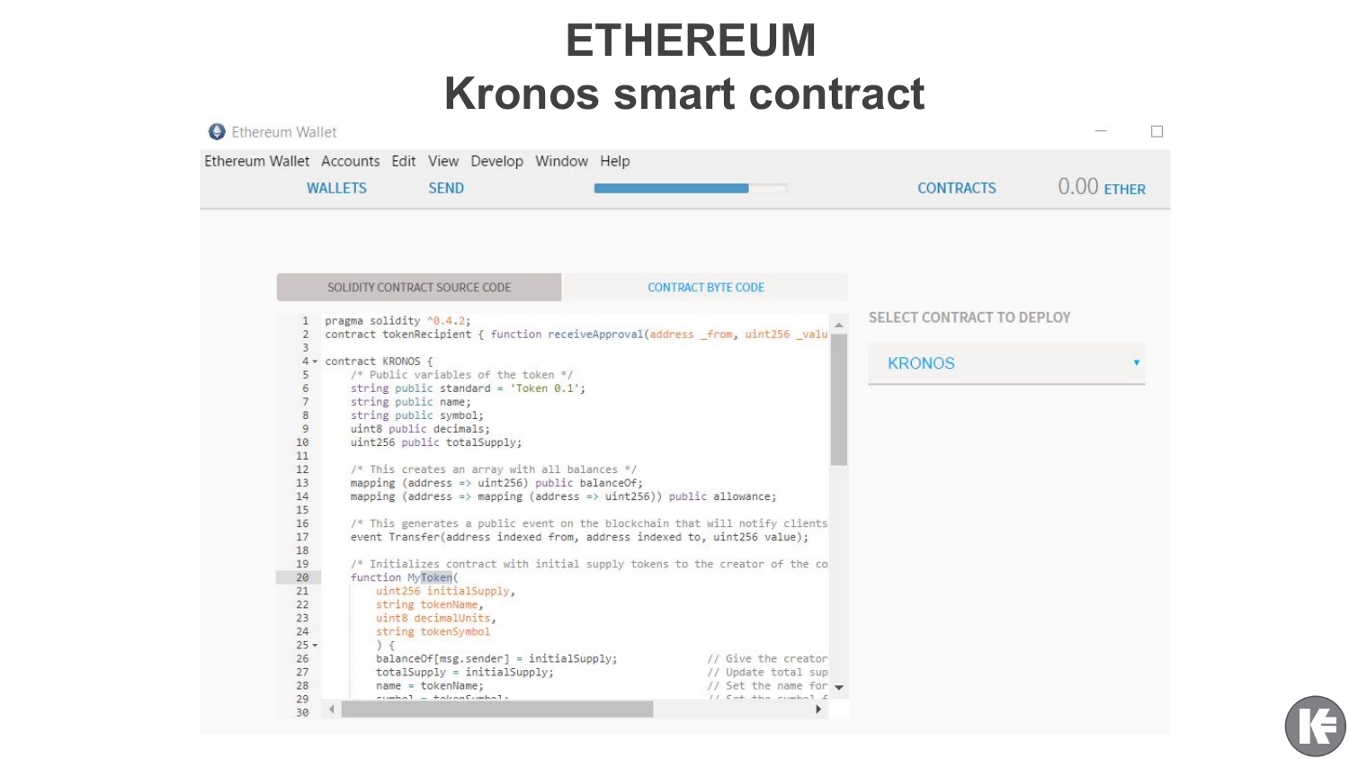# ETHEREUM
# Kronos smart contract

Ethereum Wallet

Ethereum Wallet Accounts Edit View Develop Window Help

WALLETS SEND CONTRACTS 0.00 ETHER

SOLIDITY CONTRACT SOURCE CODE | CONTRACT BYTE CODE

```
1  pragma solidity ^0.4.2;
2  contract tokenRecipient { function receiveApproval(address _from, uint256 _valu
3
4  contract KRONOS {
5      /* Public variables of the token */
6      string public standard = 'Token 0.1';
7      string public name;
8      string public symbol;
9      uint8 public decimals;
10     uint256 public totalSupply;
11
12     /* This creates an array with all balances */
13     mapping (address => uint256) public balanceOf;
14     mapping (address => mapping (address => uint256)) public allowance;
15
16     /* This generates a public event on the blockchain that will notify clients
17     event Transfer(address indexed from, address indexed to, uint256 value);
18
19     /* Initializes contract with initial supply tokens to the creator of the co
20     function MyToken(
21         uint256 initialSupply,
22         string tokenName,
23         uint8 decimalUnits,
24         string tokenSymbol
25         ) {
26         balanceOf[msg.sender] = initialSupply;              // Give the creator
27         totalSupply = initialSupply;                        // Update total sup
28         name = tokenName;                                   // Set the name for
29         symbol = tokenSymbol;                               // Set the symbol f
30
```

SELECT CONTRACT TO DEPLOY

KRONOS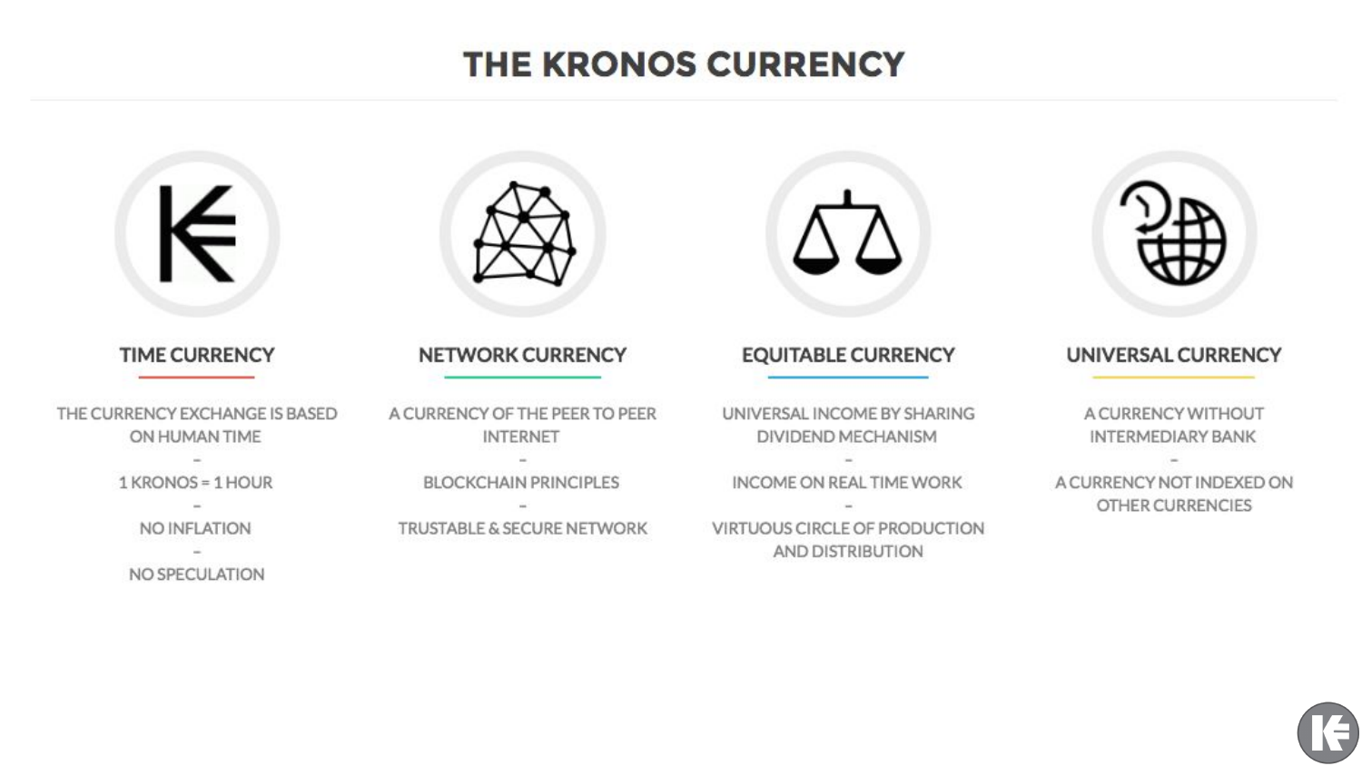# THE KRONOS CURRENCY

## TIME CURRENCY

THE CURRENCY EXCHANGE IS BASED ON HUMAN TIME

–

1 KRONOS = 1 HOUR

–

NO INFLATION

–

NO SPECULATION

## NETWORK CURRENCY

A CURRENCY OF THE PEER TO PEER INTERNET

–

BLOCKCHAIN PRINCIPLES

–

TRUSTABLE & SECURE NETWORK

## EQUITABLE CURRENCY

UNIVERSAL INCOME BY SHARING DIVIDEND MECHANISM

–

INCOME ON REAL TIME WORK

–

VIRTUOUS CIRCLE OF PRODUCTION AND DISTRIBUTION

## UNIVERSAL CURRENCY

A CURRENCY WITHOUT INTERMEDIARY BANK

–

A CURRENCY NOT INDEXED ON OTHER CURRENCIES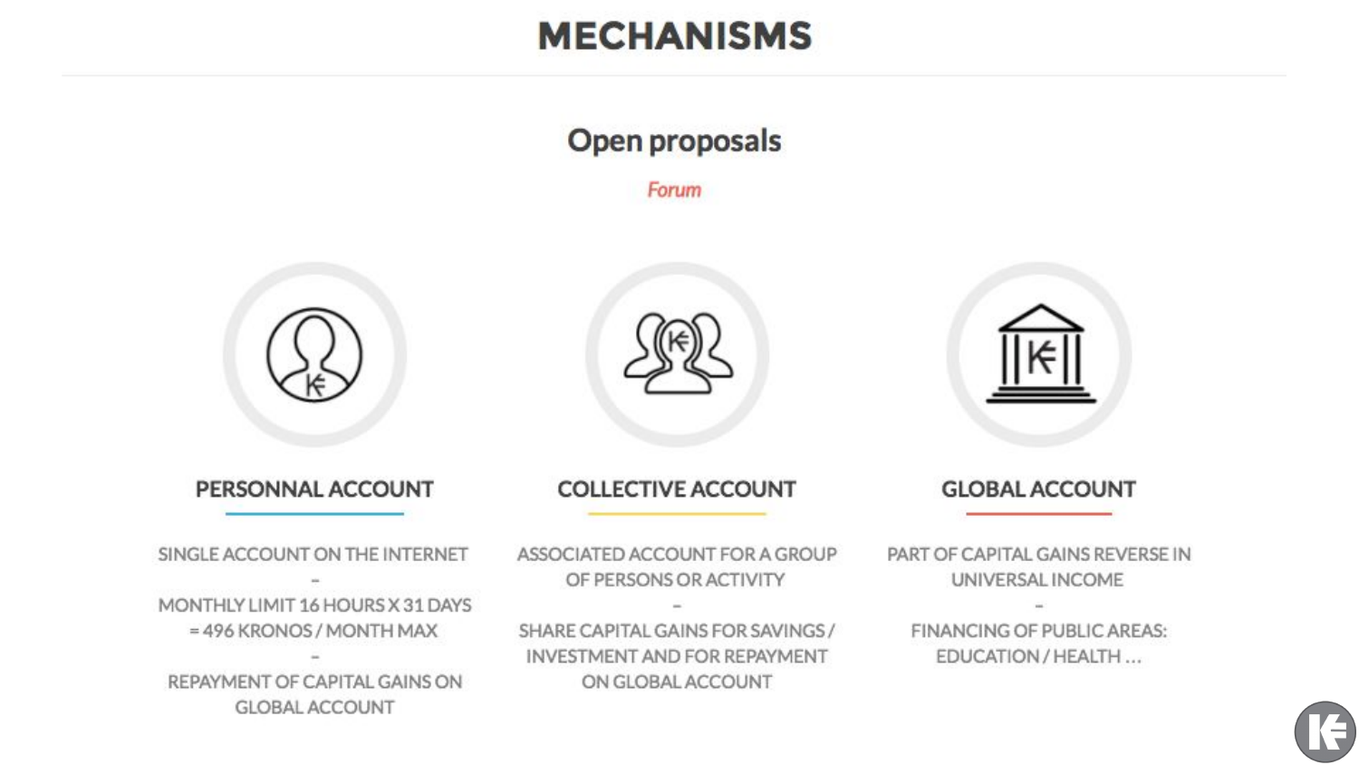# MECHANISMS

## Open proposals

*Forum*

### PERSONNAL ACCOUNT

SINGLE ACCOUNT ON THE INTERNET

–

MONTHLY LIMIT 16 HOURS X 31 DAYS = 496 KRONOS / MONTH MAX

–

REPAYMENT OF CAPITAL GAINS ON GLOBAL ACCOUNT

### COLLECTIVE ACCOUNT

ASSOCIATED ACCOUNT FOR A GROUP OF PERSONS OR ACTIVITY

–

SHARE CAPITAL GAINS FOR SAVINGS / INVESTMENT AND FOR REPAYMENT ON GLOBAL ACCOUNT

### GLOBAL ACCOUNT

PART OF CAPITAL GAINS REVERSE IN UNIVERSAL INCOME

–

FINANCING OF PUBLIC AREAS: EDUCATION / HEALTH …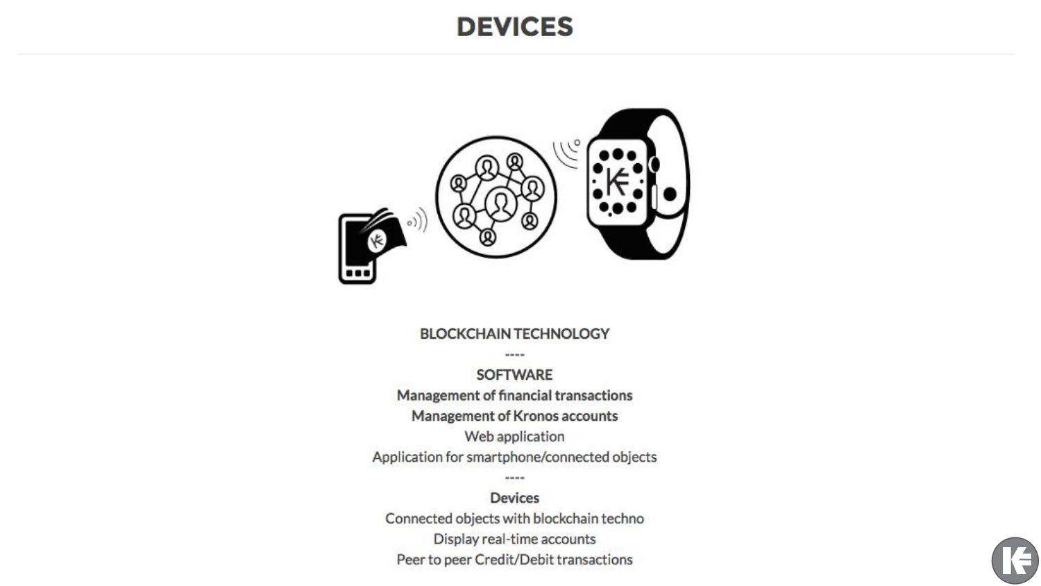# DEVICES

**BLOCKCHAIN TECHNOLOGY**

----

**SOFTWARE**

**Management of financial transactions**

**Management of Kronos accounts**

Web application

Application for smartphone/connected objects

----

**Devices**

Connected objects with blockchain techno

Display real-time accounts

Peer to peer Credit/Debit transactions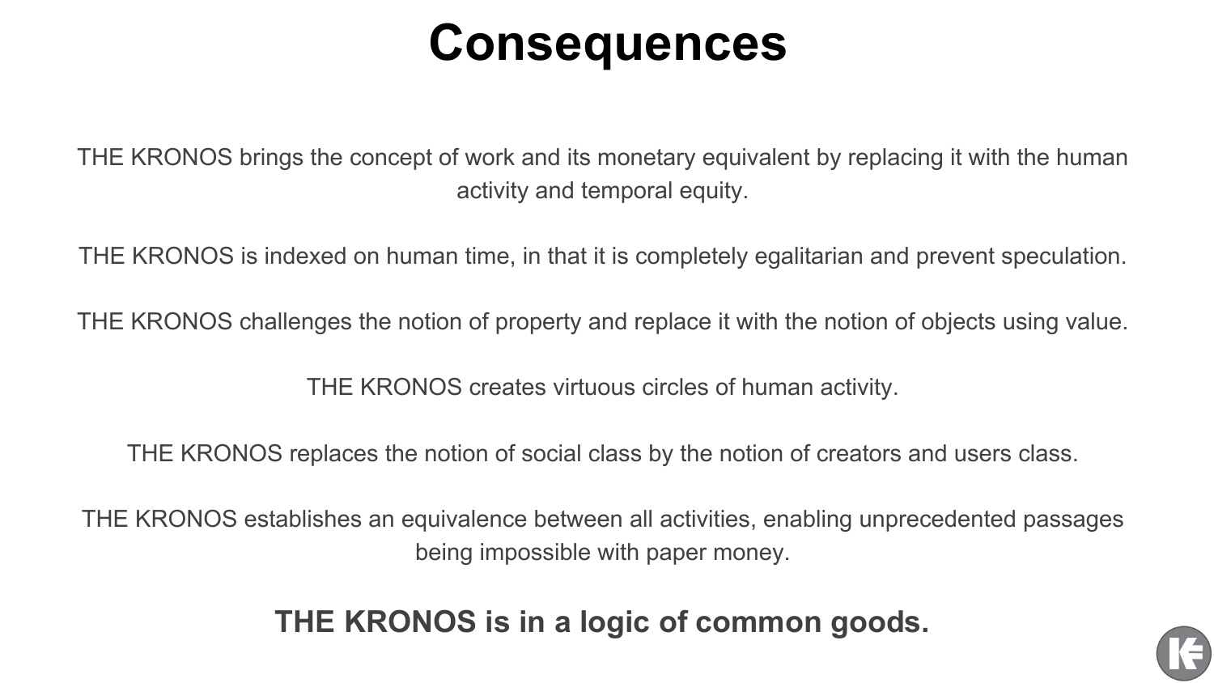# Consequences

THE KRONOS brings the concept of work and its monetary equivalent by replacing it with the human activity and temporal equity.

THE KRONOS is indexed on human time, in that it is completely egalitarian and prevent speculation.

THE KRONOS challenges the notion of property and replace it with the notion of objects using value.

THE KRONOS creates virtuous circles of human activity.

THE KRONOS replaces the notion of social class by the notion of creators and users class.

THE KRONOS establishes an equivalence between all activities, enabling unprecedented passages being impossible with paper money.

**THE KRONOS is in a logic of common goods.**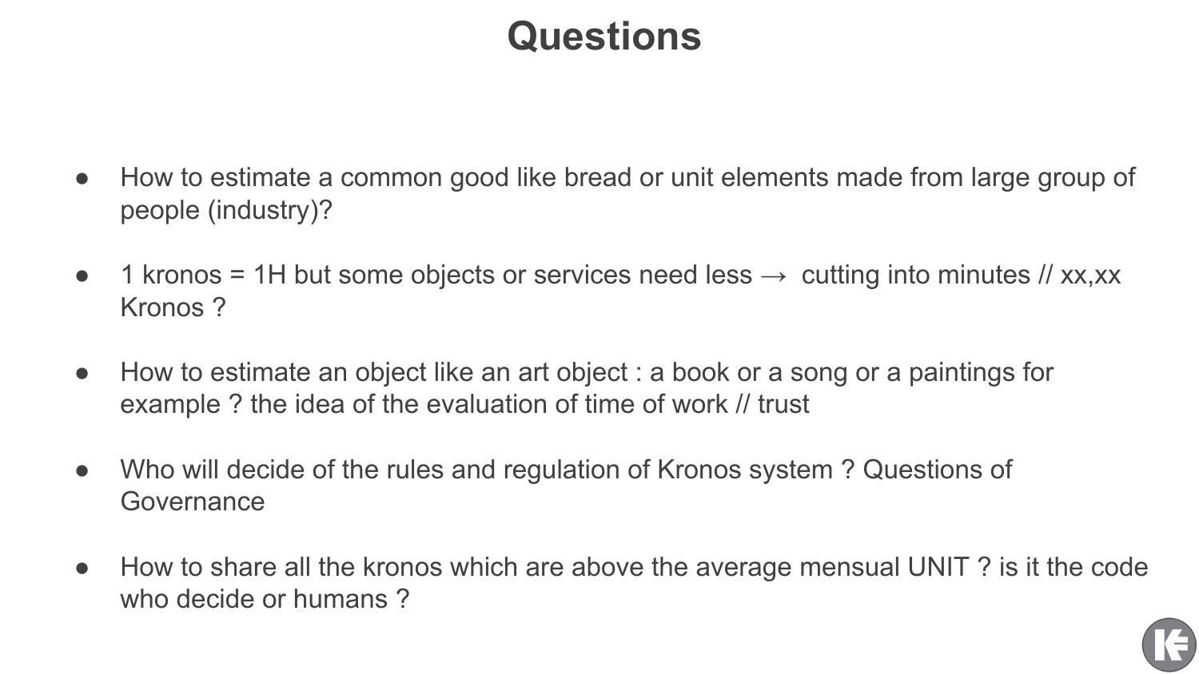# Questions

- How to estimate a common good like bread or unit elements made from large group of people (industry)?
- 1 kronos = 1H but some objects or services need less → cutting into minutes // xx,xx Kronos ?
- How to estimate an object like an art object : a book or a song or a paintings for example ? the idea of the evaluation of time of work // trust
- Who will decide of the rules and regulation of Kronos system ? Questions of Governance
- How to share all the kronos which are above the average mensual UNIT ? is it the code who decide or humans ?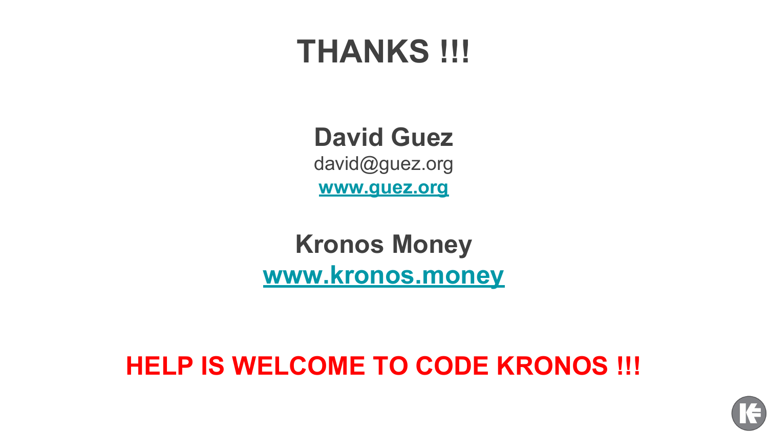# THANKS !!!

**David Guez**
david@guez.org
**[www.guez.org](http://www.guez.org)**

**Kronos Money**
**[www.kronos.money](http://www.kronos.money)**

**HELP IS WELCOME TO CODE KRONOS !!!**